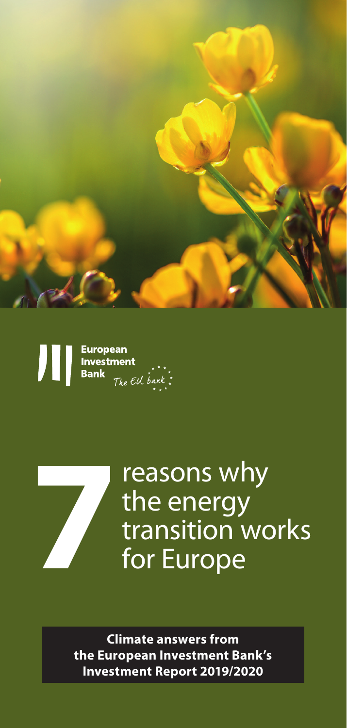European Investment Bank
The EU bank

# 7 reasons why the energy transition works for Europe

**Climate answers from the European Investment Bank's Investment Report 2019/2020**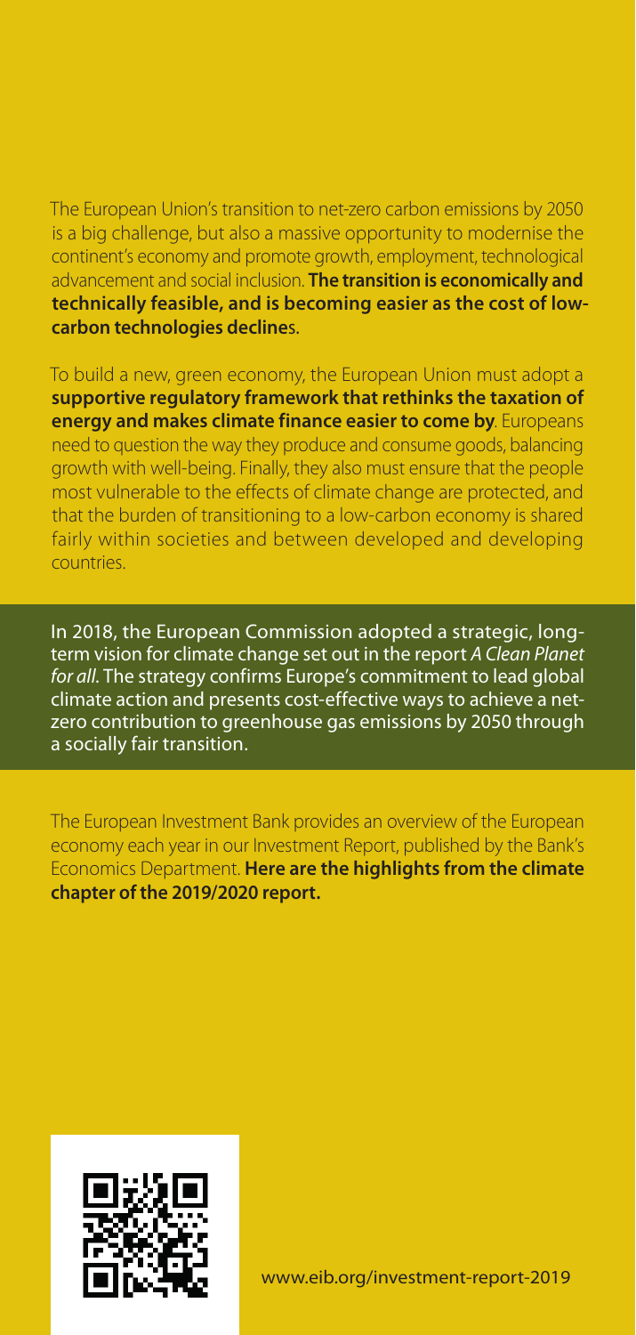The European Union's transition to net-zero carbon emissions by 2050 is a big challenge, but also a massive opportunity to modernise the continent's economy and promote growth, employment, technological advancement and social inclusion. **The transition is economically and technically feasible, and is becoming easier as the cost of low-carbon technologies declines.**

To build a new, green economy, the European Union must adopt a **supportive regulatory framework that rethinks the taxation of energy and makes climate finance easier to come by**. Europeans need to question the way they produce and consume goods, balancing growth with well-being. Finally, they also must ensure that the people most vulnerable to the effects of climate change are protected, and that the burden of transitioning to a low-carbon economy is shared fairly within societies and between developed and developing countries.

In 2018, the European Commission adopted a strategic, long-term vision for climate change set out in the report *A Clean Planet for all*. The strategy confirms Europe's commitment to lead global climate action and presents cost-effective ways to achieve a net-zero contribution to greenhouse gas emissions by 2050 through a socially fair transition.

The European Investment Bank provides an overview of the European economy each year in our Investment Report, published by the Bank's Economics Department. **Here are the highlights from the climate chapter of the 2019/2020 report.**

www.eib.org/investment-report-2019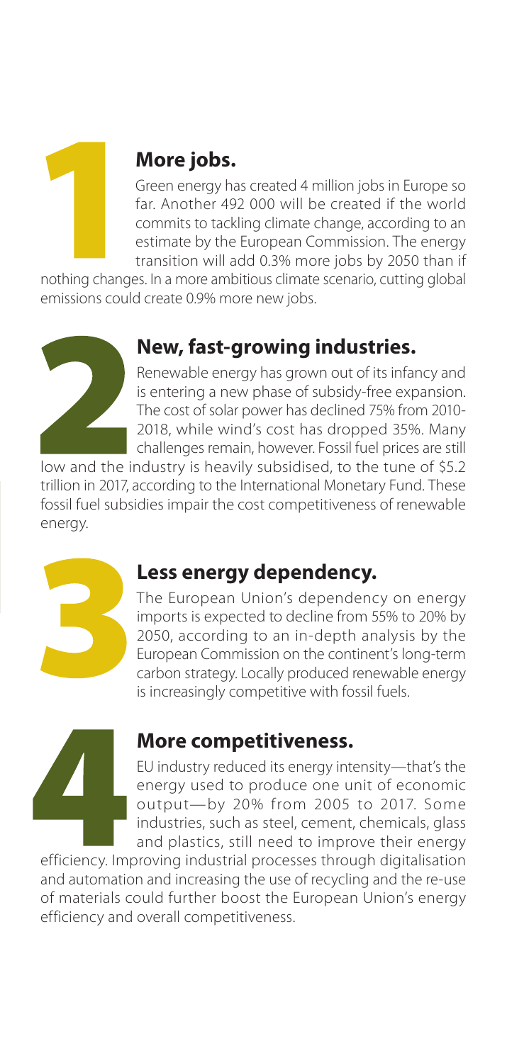## 1 More jobs.

Green energy has created 4 million jobs in Europe so far. Another 492 000 will be created if the world commits to tackling climate change, according to an estimate by the European Commission. The energy transition will add 0.3% more jobs by 2050 than if nothing changes. In a more ambitious climate scenario, cutting global emissions could create 0.9% more new jobs.

## 2 New, fast-growing industries.

Renewable energy has grown out of its infancy and is entering a new phase of subsidy-free expansion. The cost of solar power has declined 75% from 2010-2018, while wind's cost has dropped 35%. Many challenges remain, however. Fossil fuel prices are still low and the industry is heavily subsidised, to the tune of $5.2 trillion in 2017, according to the International Monetary Fund. These fossil fuel subsidies impair the cost competitiveness of renewable energy.

## 3 Less energy dependency.

The European Union's dependency on energy imports is expected to decline from 55% to 20% by 2050, according to an in-depth analysis by the European Commission on the continent's long-term carbon strategy. Locally produced renewable energy is increasingly competitive with fossil fuels.

## 4 More competitiveness.

EU industry reduced its energy intensity—that's the energy used to produce one unit of economic output—by 20% from 2005 to 2017. Some industries, such as steel, cement, chemicals, glass and plastics, still need to improve their energy efficiency. Improving industrial processes through digitalisation and automation and increasing the use of recycling and the re-use of materials could further boost the European Union's energy efficiency and overall competitiveness.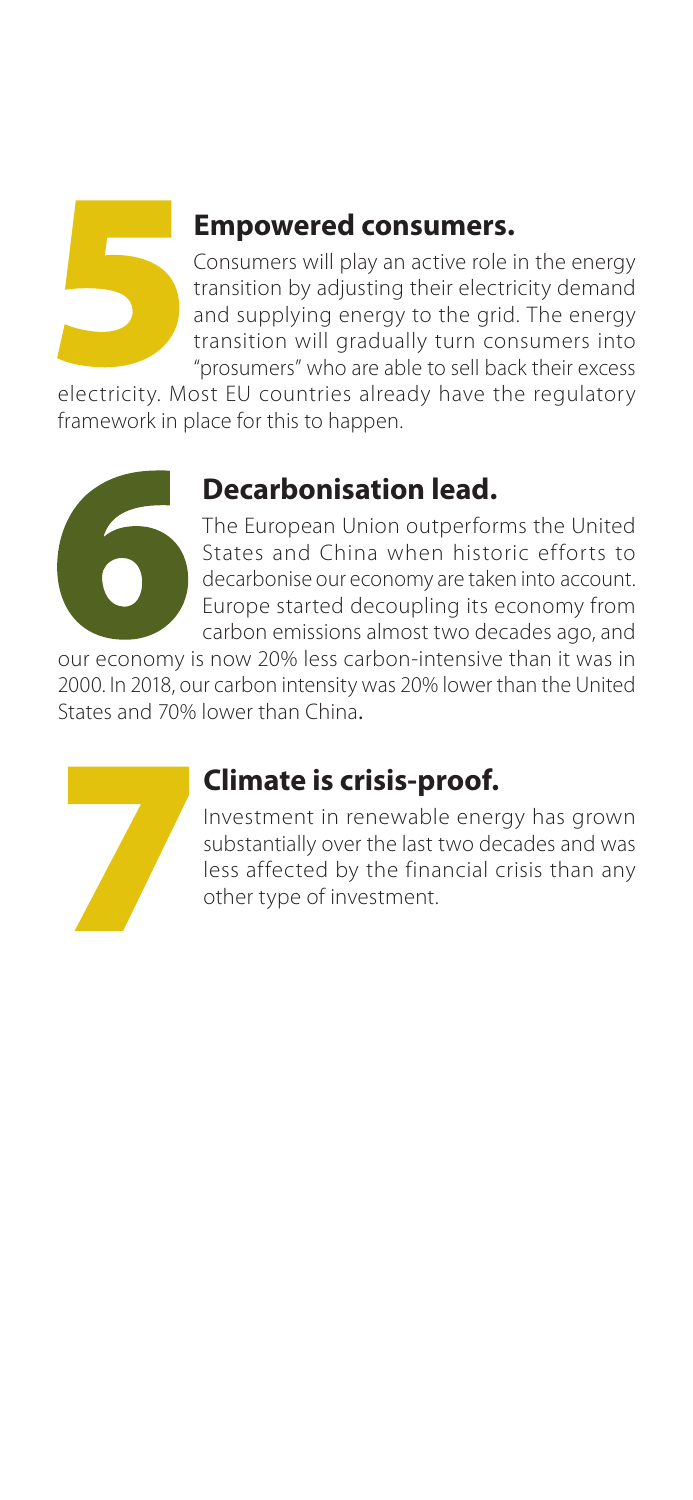## 5

### Empowered consumers.

Consumers will play an active role in the energy transition by adjusting their electricity demand and supplying energy to the grid. The energy transition will gradually turn consumers into "prosumers" who are able to sell back their excess electricity. Most EU countries already have the regulatory framework in place for this to happen.

## 6

### Decarbonisation lead.

The European Union outperforms the United States and China when historic efforts to decarbonise our economy are taken into account. Europe started decoupling its economy from carbon emissions almost two decades ago, and our economy is now 20% less carbon-intensive than it was in 2000. In 2018, our carbon intensity was 20% lower than the United States and 70% lower than China.

## 7

### Climate is crisis-proof.

Investment in renewable energy has grown substantially over the last two decades and was less affected by the financial crisis than any other type of investment.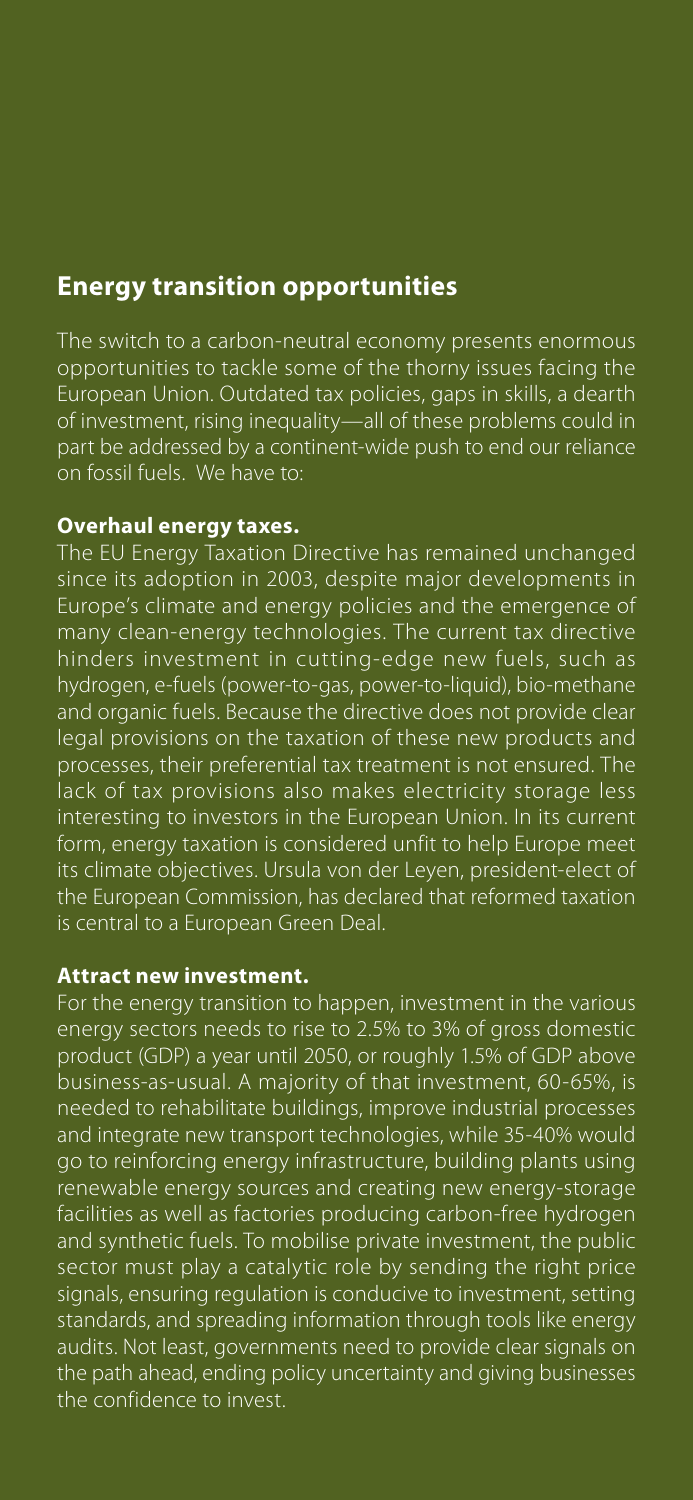## Energy transition opportunities

The switch to a carbon-neutral economy presents enormous opportunities to tackle some of the thorny issues facing the European Union. Outdated tax policies, gaps in skills, a dearth of investment, rising inequality—all of these problems could in part be addressed by a continent-wide push to end our reliance on fossil fuels. We have to:

**Overhaul energy taxes.**

The EU Energy Taxation Directive has remained unchanged since its adoption in 2003, despite major developments in Europe's climate and energy policies and the emergence of many clean-energy technologies. The current tax directive hinders investment in cutting-edge new fuels, such as hydrogen, e-fuels (power-to-gas, power-to-liquid), bio-methane and organic fuels. Because the directive does not provide clear legal provisions on the taxation of these new products and processes, their preferential tax treatment is not ensured. The lack of tax provisions also makes electricity storage less interesting to investors in the European Union. In its current form, energy taxation is considered unfit to help Europe meet its climate objectives. Ursula von der Leyen, president-elect of the European Commission, has declared that reformed taxation is central to a European Green Deal.

**Attract new investment.**

For the energy transition to happen, investment in the various energy sectors needs to rise to 2.5% to 3% of gross domestic product (GDP) a year until 2050, or roughly 1.5% of GDP above business-as-usual. A majority of that investment, 60-65%, is needed to rehabilitate buildings, improve industrial processes and integrate new transport technologies, while 35-40% would go to reinforcing energy infrastructure, building plants using renewable energy sources and creating new energy-storage facilities as well as factories producing carbon-free hydrogen and synthetic fuels. To mobilise private investment, the public sector must play a catalytic role by sending the right price signals, ensuring regulation is conducive to investment, setting standards, and spreading information through tools like energy audits. Not least, governments need to provide clear signals on the path ahead, ending policy uncertainty and giving businesses the confidence to invest.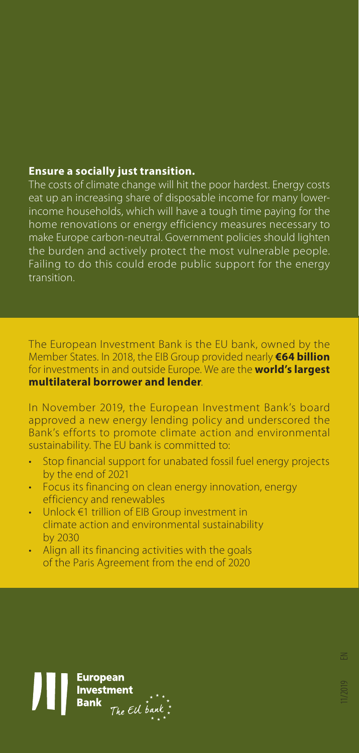**Ensure a socially just transition.**

The costs of climate change will hit the poor hardest. Energy costs eat up an increasing share of disposable income for many lower-income households, which will have a tough time paying for the home renovations or energy efficiency measures necessary to make Europe carbon-neutral. Government policies should lighten the burden and actively protect the most vulnerable people. Failing to do this could erode public support for the energy transition.

The European Investment Bank is the EU bank, owned by the Member States. In 2018, the EIB Group provided nearly **€64 billion** for investments in and outside Europe. We are the **world's largest multilateral borrower and lender**.

In November 2019, the European Investment Bank's board approved a new energy lending policy and underscored the Bank's efforts to promote climate action and environmental sustainability. The EU bank is committed to:

- Stop financial support for unabated fossil fuel energy projects by the end of 2021
- Focus its financing on clean energy innovation, energy efficiency and renewables
- Unlock €1 trillion of EIB Group investment in climate action and environmental sustainability by 2030
- Align all its financing activities with the goals of the Paris Agreement from the end of 2020

European Investment Bank
The EU bank

11/2019 EN